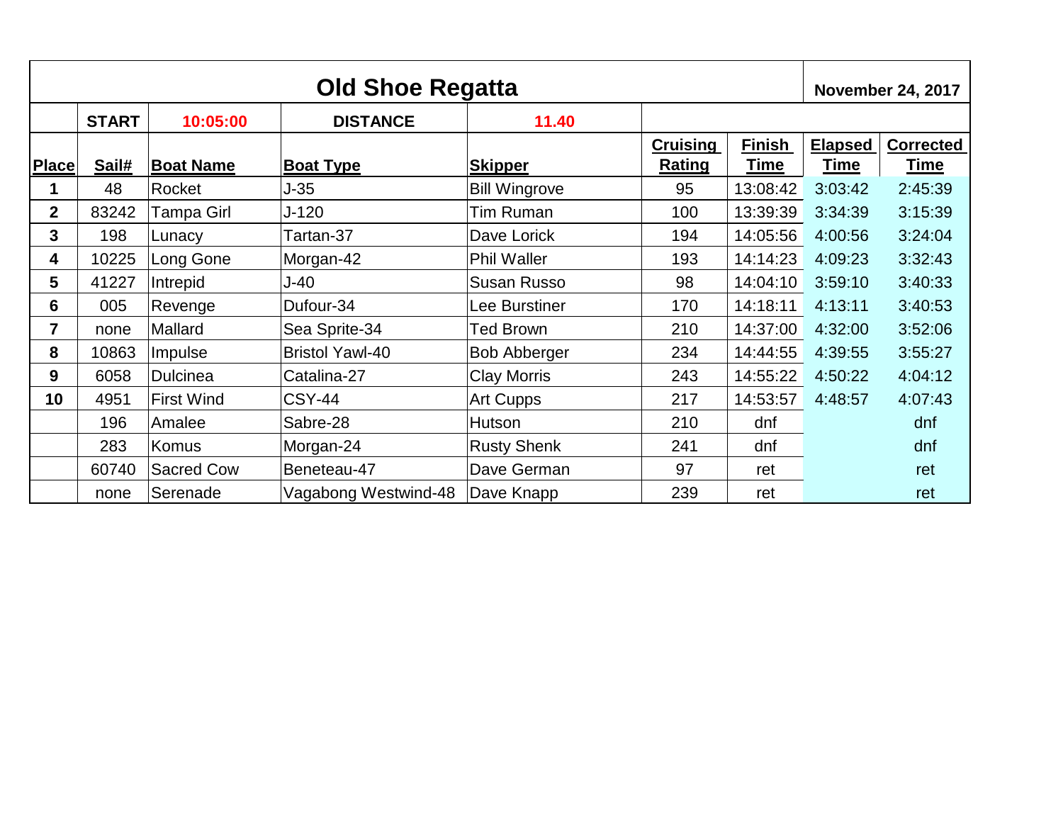# Old Shoe Regatta

**November 24, 2017**

**START** 10:05:00 **DISTANCE** 11.40

| Place | Sail# | Boat Name | Boat Type | Skipper | Cruising Rating | Finish Time | Elapsed Time | Corrected Time |
|---|---|---|---|---|---|---|---|---|
| **1** | 48 | Rocket | J-35 | Bill Wingrove | 95 | 13:08:42 | 3:03:42 | 2:45:39 |
| **2** | 83242 | Tampa Girl | J-120 | Tim Ruman | 100 | 13:39:39 | 3:34:39 | 3:15:39 |
| **3** | 198 | Lunacy | Tartan-37 | Dave Lorick | 194 | 14:05:56 | 4:00:56 | 3:24:04 |
| **4** | 10225 | Long Gone | Morgan-42 | Phil Waller | 193 | 14:14:23 | 4:09:23 | 3:32:43 |
| **5** | 41227 | Intrepid | J-40 | Susan Russo | 98 | 14:04:10 | 3:59:10 | 3:40:33 |
| **6** | 005 | Revenge | Dufour-34 | Lee Burstiner | 170 | 14:18:11 | 4:13:11 | 3:40:53 |
| **7** | none | Mallard | Sea Sprite-34 | Ted Brown | 210 | 14:37:00 | 4:32:00 | 3:52:06 |
| **8** | 10863 | Impulse | Bristol Yawl-40 | Bob Abberger | 234 | 14:44:55 | 4:39:55 | 3:55:27 |
| **9** | 6058 | Dulcinea | Catalina-27 | Clay Morris | 243 | 14:55:22 | 4:50:22 | 4:04:12 |
| **10** | 4951 | First Wind | CSY-44 | Art Cupps | 217 | 14:53:57 | 4:48:57 | 4:07:43 |
| | 196 | Amalee | Sabre-28 | Hutson | 210 | dnf | | dnf |
| | 283 | Komus | Morgan-24 | Rusty Shenk | 241 | dnf | | dnf |
| | 60740 | Sacred Cow | Beneteau-47 | Dave German | 97 | ret | | ret |
| | none | Serenade | Vagabong Westwind-48 | Dave Knapp | 239 | ret | | ret |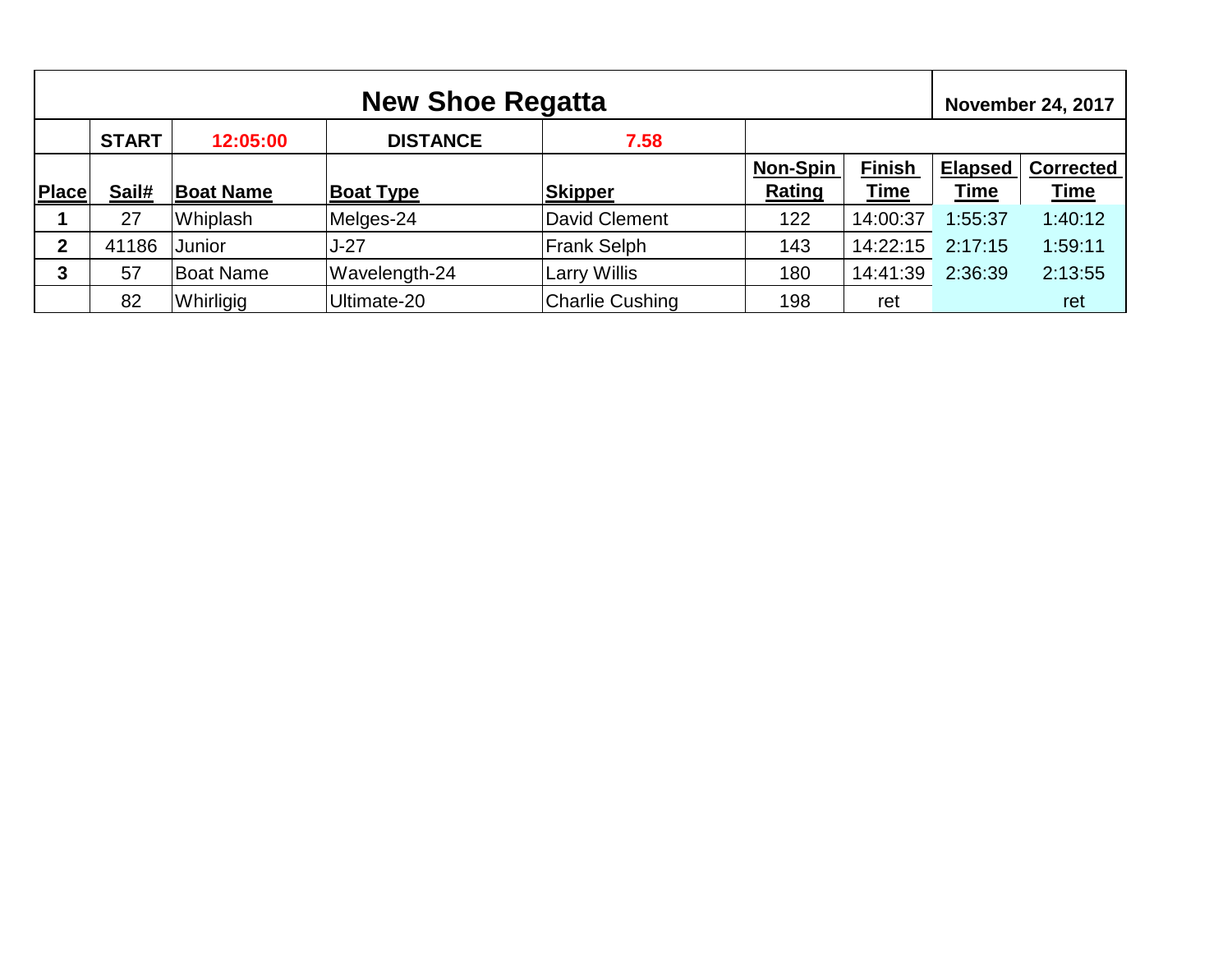| New Shoe Regatta | | | | | | | | November 24, 2017 | |
|---|---|---|---|---|---|---|---|---|---|
| | **START** | **12:05:00** | **DISTANCE** | **7.58** | | | | | |
| **Place** | **Sail#** | **Boat Name** | **Boat Type** | **Skipper** | **Non-Spin Rating** | **Finish Time** | **Elapsed Time** | **Corrected Time** | |
| **1** | 27 | Whiplash | Melges-24 | David Clement | 122 | 14:00:37 | 1:55:37 | 1:40:12 | |
| **2** | 41186 | Junior | J-27 | Frank Selph | 143 | 14:22:15 | 2:17:15 | 1:59:11 | |
| **3** | 57 | Boat Name | Wavelength-24 | Larry Willis | 180 | 14:41:39 | 2:36:39 | 2:13:55 | |
| | 82 | Whirligig | Ultimate-20 | Charlie Cushing | 198 | ret | | ret | |